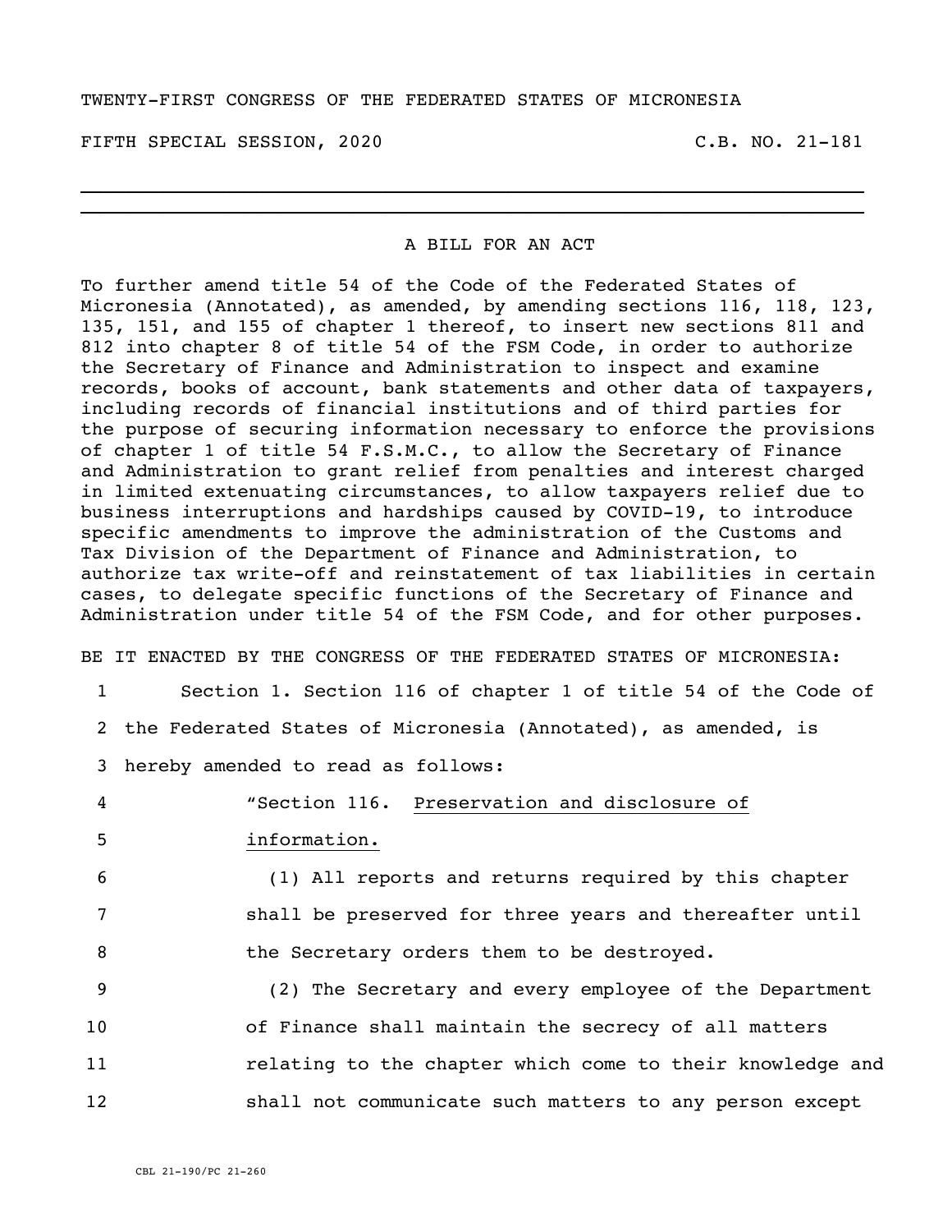TWENTY-FIRST CONGRESS OF THE FEDERATED STATES OF MICRONESIA

FIFTH SPECIAL SESSION, 2020 C.B. NO. 21-181

---

# A BILL FOR AN ACT

To further amend title 54 of the Code of the Federated States of Micronesia (Annotated), as amended, by amending sections 116, 118, 123, 135, 151, and 155 of chapter 1 thereof, to insert new sections 811 and 812 into chapter 8 of title 54 of the FSM Code, in order to authorize the Secretary of Finance and Administration to inspect and examine records, books of account, bank statements and other data of taxpayers, including records of financial institutions and of third parties for the purpose of securing information necessary to enforce the provisions of chapter 1 of title 54 F.S.M.C., to allow the Secretary of Finance and Administration to grant relief from penalties and interest charged in limited extenuating circumstances, to allow taxpayers relief due to business interruptions and hardships caused by COVID-19, to introduce specific amendments to improve the administration of the Customs and Tax Division of the Department of Finance and Administration, to authorize tax write-off and reinstatement of tax liabilities in certain cases, to delegate specific functions of the Secretary of Finance and Administration under title 54 of the FSM Code, and for other purposes.

BE IT ENACTED BY THE CONGRESS OF THE FEDERATED STATES OF MICRONESIA:

1 Section 1. Section 116 of chapter 1 of title 54 of the Code of
2 the Federated States of Micronesia (Annotated), as amended, is
3 hereby amended to read as follows:

4 "Section 116. Preservation and disclosure of
5 information.

6 (1) All reports and returns required by this chapter
7 shall be preserved for three years and thereafter until
8 the Secretary orders them to be destroyed.

9 (2) The Secretary and every employee of the Department
10 of Finance shall maintain the secrecy of all matters
11 relating to the chapter which come to their knowledge and
12 shall not communicate such matters to any person except

CBL 21-190/PC 21-260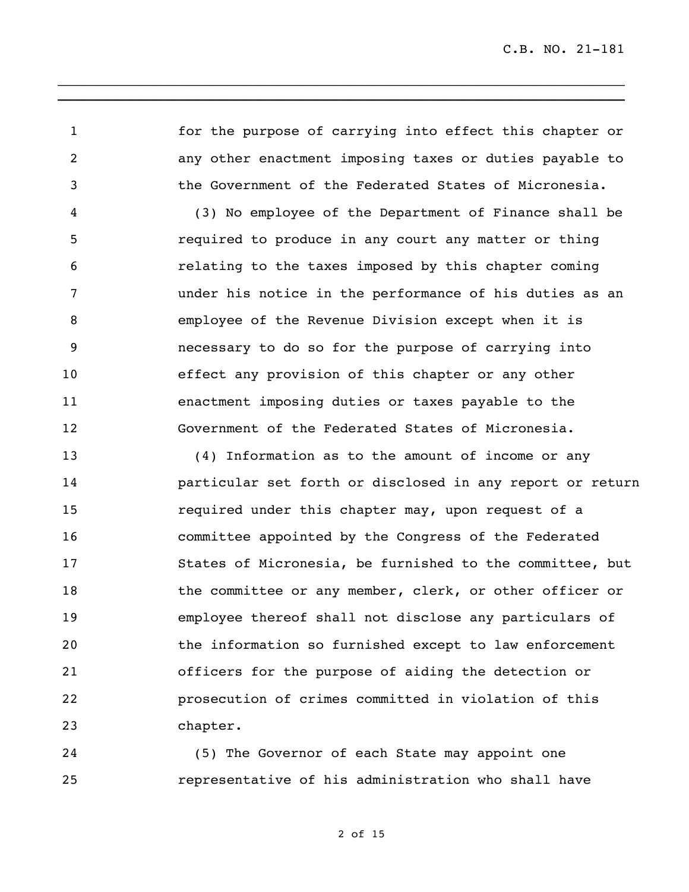for the purpose of carrying into effect this chapter or any other enactment imposing taxes or duties payable to the Government of the Federated States of Micronesia.

(3) No employee of the Department of Finance shall be required to produce in any court any matter or thing relating to the taxes imposed by this chapter coming under his notice in the performance of his duties as an employee of the Revenue Division except when it is necessary to do so for the purpose of carrying into effect any provision of this chapter or any other enactment imposing duties or taxes payable to the Government of the Federated States of Micronesia.

(4) Information as to the amount of income or any particular set forth or disclosed in any report or return required under this chapter may, upon request of a committee appointed by the Congress of the Federated States of Micronesia, be furnished to the committee, but the committee or any member, clerk, or other officer or employee thereof shall not disclose any particulars of the information so furnished except to law enforcement officers for the purpose of aiding the detection or prosecution of crimes committed in violation of this chapter.

(5) The Governor of each State may appoint one representative of his administration who shall have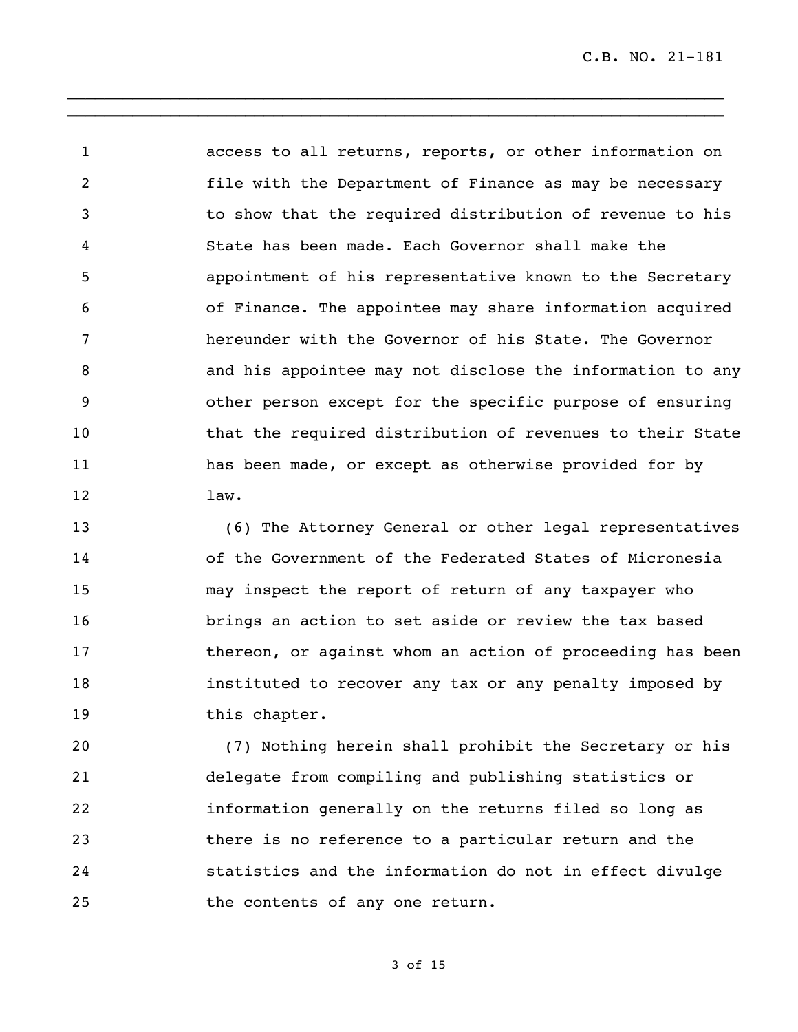access to all returns, reports, or other information on file with the Department of Finance as may be necessary to show that the required distribution of revenue to his State has been made. Each Governor shall make the appointment of his representative known to the Secretary of Finance. The appointee may share information acquired hereunder with the Governor of his State. The Governor and his appointee may not disclose the information to any other person except for the specific purpose of ensuring that the required distribution of revenues to their State has been made, or except as otherwise provided for by law.

(6) The Attorney General or other legal representatives of the Government of the Federated States of Micronesia may inspect the report of return of any taxpayer who brings an action to set aside or review the tax based thereon, or against whom an action of proceeding has been instituted to recover any tax or any penalty imposed by this chapter.

(7) Nothing herein shall prohibit the Secretary or his delegate from compiling and publishing statistics or information generally on the returns filed so long as there is no reference to a particular return and the statistics and the information do not in effect divulge the contents of any one return.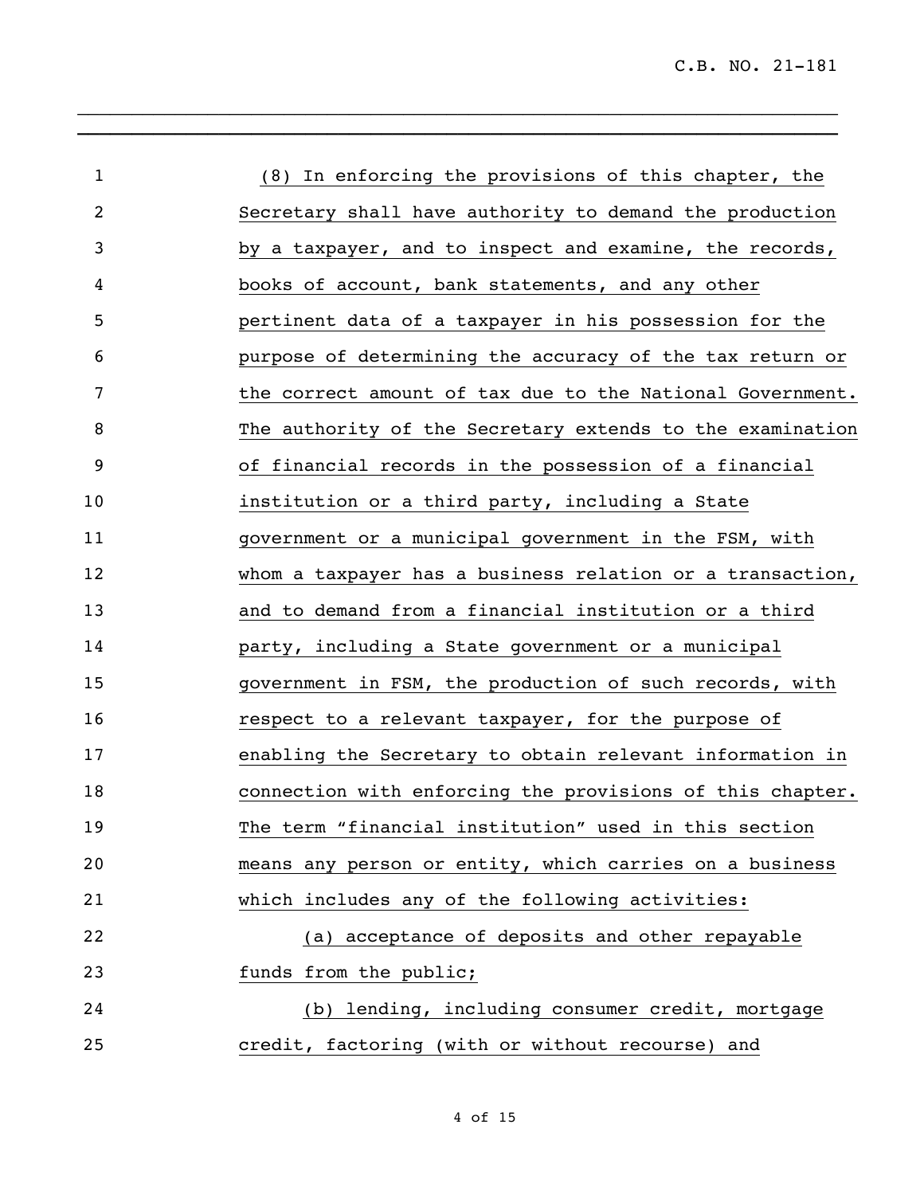(8) In enforcing the provisions of this chapter, the Secretary shall have authority to demand the production by a taxpayer, and to inspect and examine, the records, books of account, bank statements, and any other pertinent data of a taxpayer in his possession for the purpose of determining the accuracy of the tax return or the correct amount of tax due to the National Government. The authority of the Secretary extends to the examination of financial records in the possession of a financial institution or a third party, including a State government or a municipal government in the FSM, with whom a taxpayer has a business relation or a transaction, and to demand from a financial institution or a third party, including a State government or a municipal government in FSM, the production of such records, with respect to a relevant taxpayer, for the purpose of enabling the Secretary to obtain relevant information in connection with enforcing the provisions of this chapter. The term "financial institution" used in this section means any person or entity, which carries on a business which includes any of the following activities:

(a) acceptance of deposits and other repayable funds from the public;

(b) lending, including consumer credit, mortgage credit, factoring (with or without recourse) and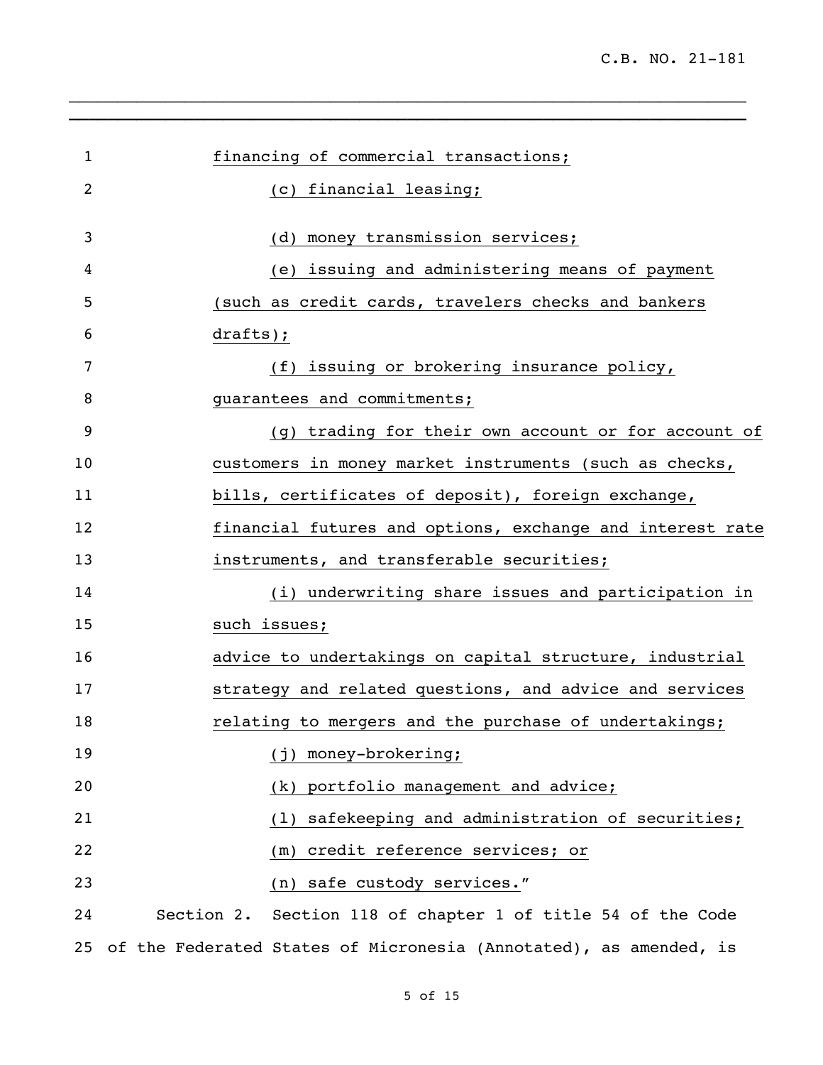financing of commercial transactions;

(c) financial leasing;

(d) money transmission services;

(e) issuing and administering means of payment (such as credit cards, travelers checks and bankers drafts);

(f) issuing or brokering insurance policy, guarantees and commitments;

(g) trading for their own account or for account of customers in money market instruments (such as checks, bills, certificates of deposit), foreign exchange, financial futures and options, exchange and interest rate instruments, and transferable securities;

(i) underwriting share issues and participation in such issues;

advice to undertakings on capital structure, industrial strategy and related questions, and advice and services relating to mergers and the purchase of undertakings;

(j) money-brokering;

(k) portfolio management and advice;

(l) safekeeping and administration of securities;

(m) credit reference services; or

(n) safe custody services."

Section 2. Section 118 of chapter 1 of title 54 of the Code of the Federated States of Micronesia (Annotated), as amended, is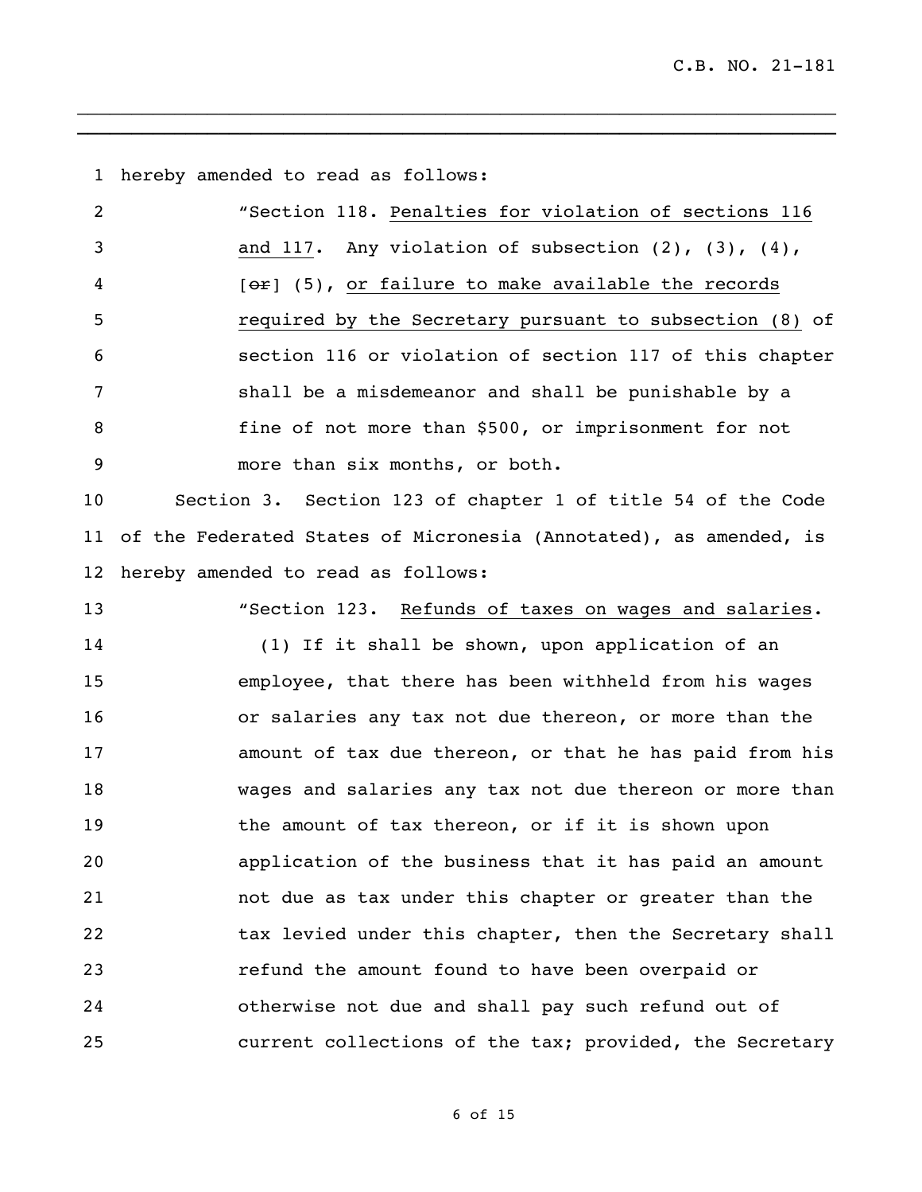hereby amended to read as follows:

"Section 118. Penalties for violation of sections 116 and 117. Any violation of subsection (2), (3), (4), [~~or~~] (5), or failure to make available the records required by the Secretary pursuant to subsection (8) of section 116 or violation of section 117 of this chapter shall be a misdemeanor and shall be punishable by a fine of not more than $500, or imprisonment for not more than six months, or both.

Section 3. Section 123 of chapter 1 of title 54 of the Code of the Federated States of Micronesia (Annotated), as amended, is hereby amended to read as follows:

"Section 123. Refunds of taxes on wages and salaries.

(1) If it shall be shown, upon application of an employee, that there has been withheld from his wages or salaries any tax not due thereon, or more than the amount of tax due thereon, or that he has paid from his wages and salaries any tax not due thereon or more than the amount of tax thereon, or if it is shown upon application of the business that it has paid an amount not due as tax under this chapter or greater than the tax levied under this chapter, then the Secretary shall refund the amount found to have been overpaid or otherwise not due and shall pay such refund out of current collections of the tax; provided, the Secretary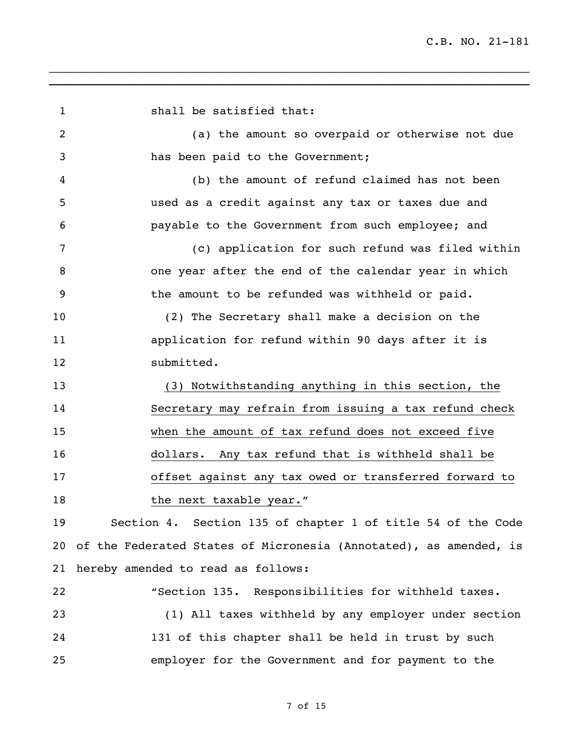shall be satisfied that:

(a) the amount so overpaid or otherwise not due has been paid to the Government;

(b) the amount of refund claimed has not been used as a credit against any tax or taxes due and payable to the Government from such employee; and

(c) application for such refund was filed within one year after the end of the calendar year in which the amount to be refunded was withheld or paid.

(2) The Secretary shall make a decision on the application for refund within 90 days after it is submitted.

<u>(3) Notwithstanding anything in this section, the Secretary may refrain from issuing a tax refund check when the amount of tax refund does not exceed five dollars. Any tax refund that is withheld shall be offset against any tax owed or transferred forward to the next taxable year.</u>"

Section 4. Section 135 of chapter 1 of title 54 of the Code of the Federated States of Micronesia (Annotated), as amended, is hereby amended to read as follows:

"Section 135. Responsibilities for withheld taxes.

(1) All taxes withheld by any employer under section 131 of this chapter shall be held in trust by such employer for the Government and for payment to the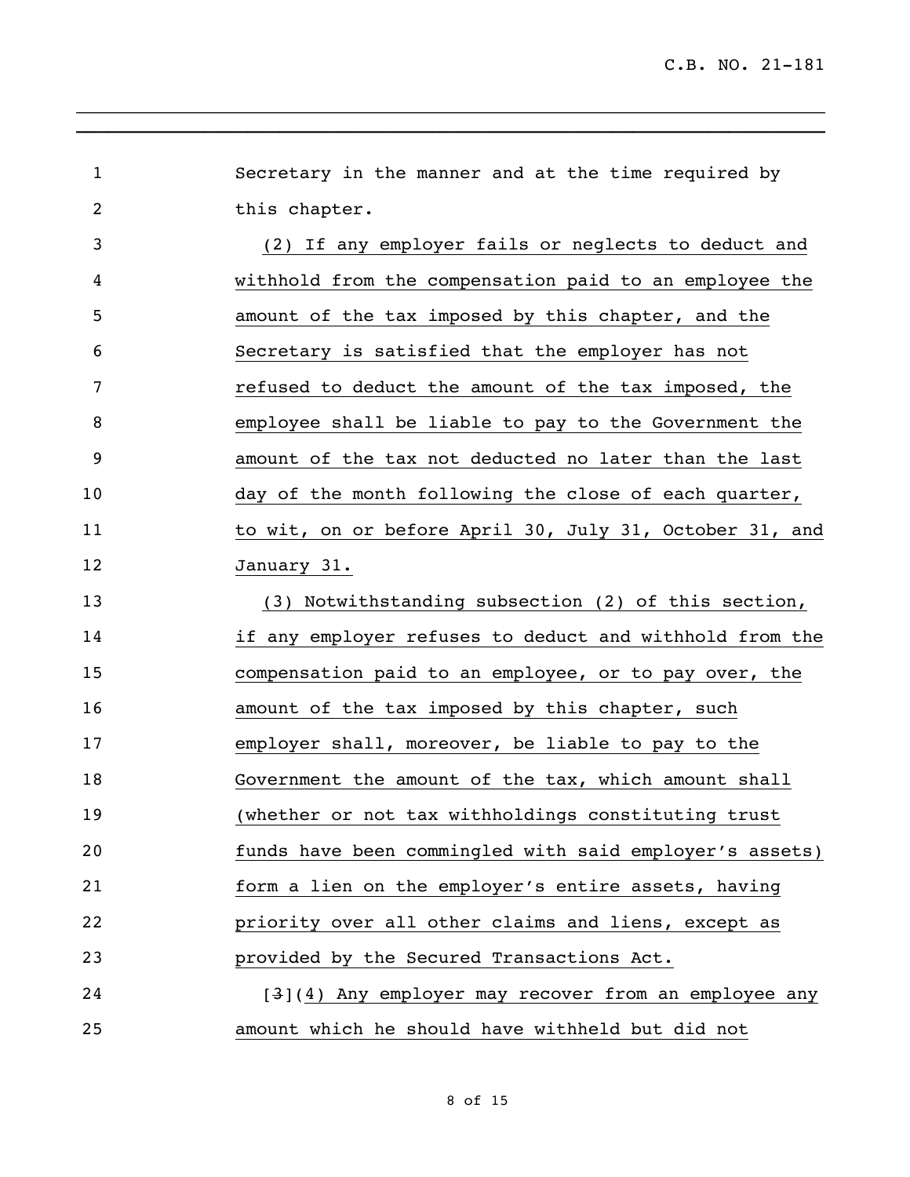Secretary in the manner and at the time required by this chapter.

(2) If any employer fails or neglects to deduct and withhold from the compensation paid to an employee the amount of the tax imposed by this chapter, and the Secretary is satisfied that the employer has not refused to deduct the amount of the tax imposed, the employee shall be liable to pay to the Government the amount of the tax not deducted no later than the last day of the month following the close of each quarter, to wit, on or before April 30, July 31, October 31, and January 31.

(3) Notwithstanding subsection (2) of this section, if any employer refuses to deduct and withhold from the compensation paid to an employee, or to pay over, the amount of the tax imposed by this chapter, such employer shall, moreover, be liable to pay to the Government the amount of the tax, which amount shall (whether or not tax withholdings constituting trust funds have been commingled with said employer's assets) form a lien on the employer's entire assets, having priority over all other claims and liens, except as provided by the Secured Transactions Act.

[~~3~~](4) Any employer may recover from an employee any amount which he should have withheld but did not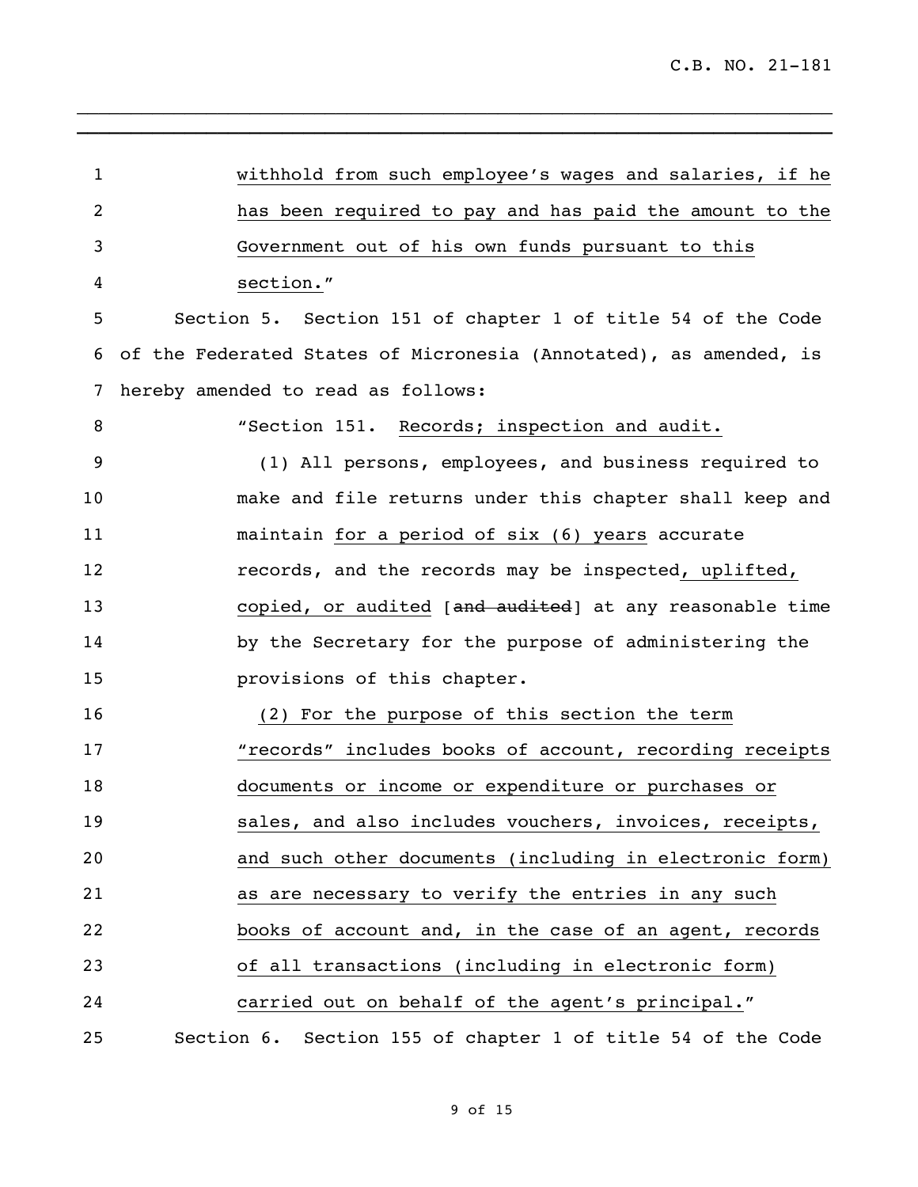withhold from such employee's wages and salaries, if he has been required to pay and has paid the amount to the Government out of his own funds pursuant to this section."

Section 5. Section 151 of chapter 1 of title 54 of the Code of the Federated States of Micronesia (Annotated), as amended, is hereby amended to read as follows:

"Section 151. Records; inspection and audit.

(1) All persons, employees, and business required to make and file returns under this chapter shall keep and maintain for a period of six (6) years accurate records, and the records may be inspected, uplifted, copied, or audited [~~and audited~~] at any reasonable time by the Secretary for the purpose of administering the provisions of this chapter.

(2) For the purpose of this section the term "records" includes books of account, recording receipts documents or income or expenditure or purchases or sales, and also includes vouchers, invoices, receipts, and such other documents (including in electronic form) as are necessary to verify the entries in any such books of account and, in the case of an agent, records of all transactions (including in electronic form) carried out on behalf of the agent's principal."

Section 6. Section 155 of chapter 1 of title 54 of the Code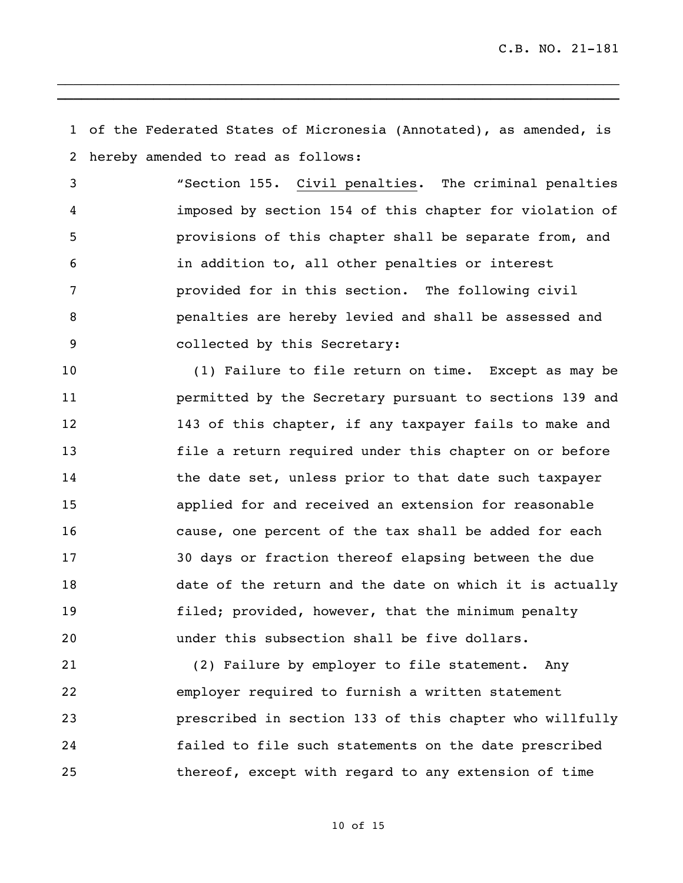of the Federated States of Micronesia (Annotated), as amended, is hereby amended to read as follows:

"Section 155. Civil penalties. The criminal penalties imposed by section 154 of this chapter for violation of provisions of this chapter shall be separate from, and in addition to, all other penalties or interest provided for in this section. The following civil penalties are hereby levied and shall be assessed and collected by this Secretary:

(1) Failure to file return on time. Except as may be permitted by the Secretary pursuant to sections 139 and 143 of this chapter, if any taxpayer fails to make and file a return required under this chapter on or before the date set, unless prior to that date such taxpayer applied for and received an extension for reasonable cause, one percent of the tax shall be added for each 30 days or fraction thereof elapsing between the due date of the return and the date on which it is actually filed; provided, however, that the minimum penalty under this subsection shall be five dollars.

(2) Failure by employer to file statement. Any employer required to furnish a written statement prescribed in section 133 of this chapter who willfully failed to file such statements on the date prescribed thereof, except with regard to any extension of time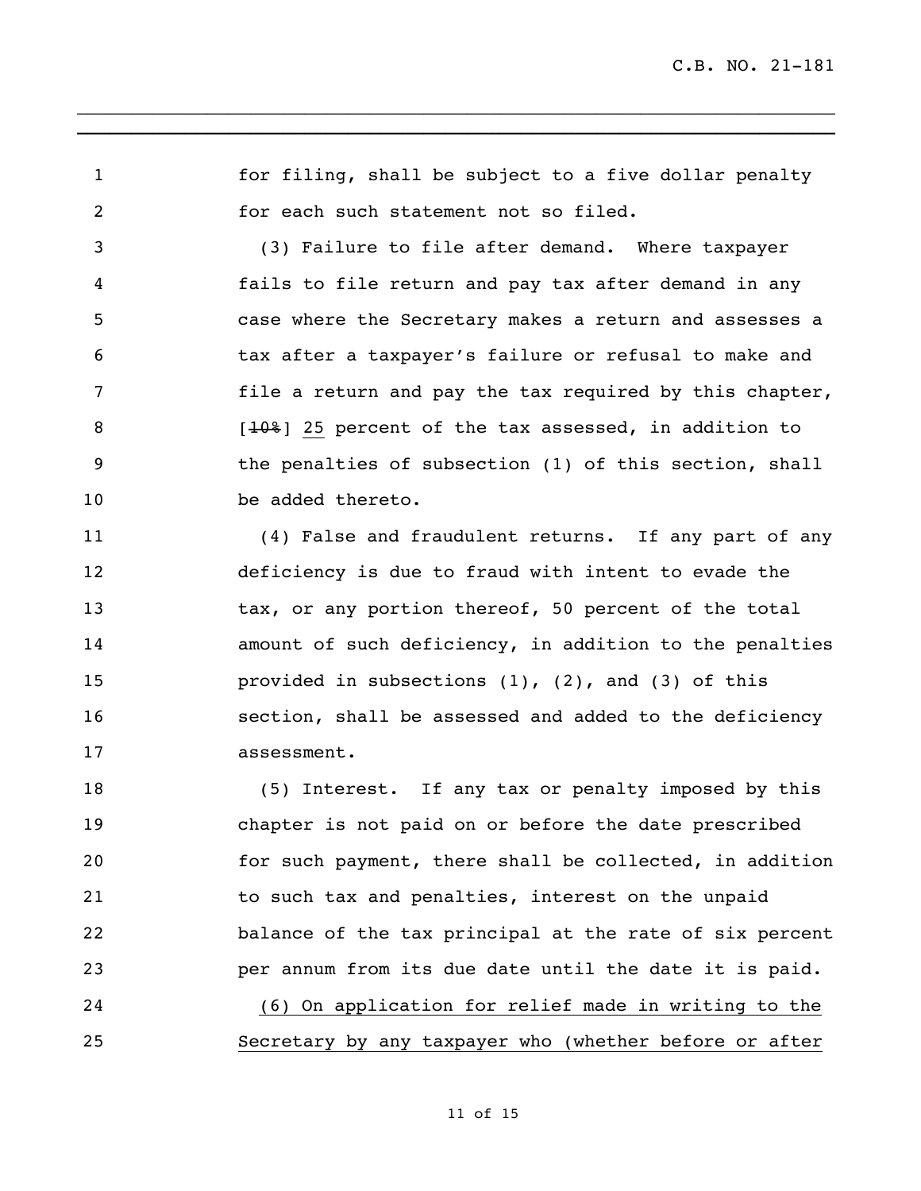for filing, shall be subject to a five dollar penalty for each such statement not so filed.

(3) Failure to file after demand. Where taxpayer fails to file return and pay tax after demand in any case where the Secretary makes a return and assesses a tax after a taxpayer's failure or refusal to make and file a return and pay the tax required by this chapter, [~~10%~~] <u>25</u> percent of the tax assessed, in addition to the penalties of subsection (1) of this section, shall be added thereto.

(4) False and fraudulent returns. If any part of any deficiency is due to fraud with intent to evade the tax, or any portion thereof, 50 percent of the total amount of such deficiency, in addition to the penalties provided in subsections (1), (2), and (3) of this section, shall be assessed and added to the deficiency assessment.

(5) Interest. If any tax or penalty imposed by this chapter is not paid on or before the date prescribed for such payment, there shall be collected, in addition to such tax and penalties, interest on the unpaid balance of the tax principal at the rate of six percent per annum from its due date until the date it is paid.

<u>(6) On application for relief made in writing to the Secretary by any taxpayer who (whether before or after</u>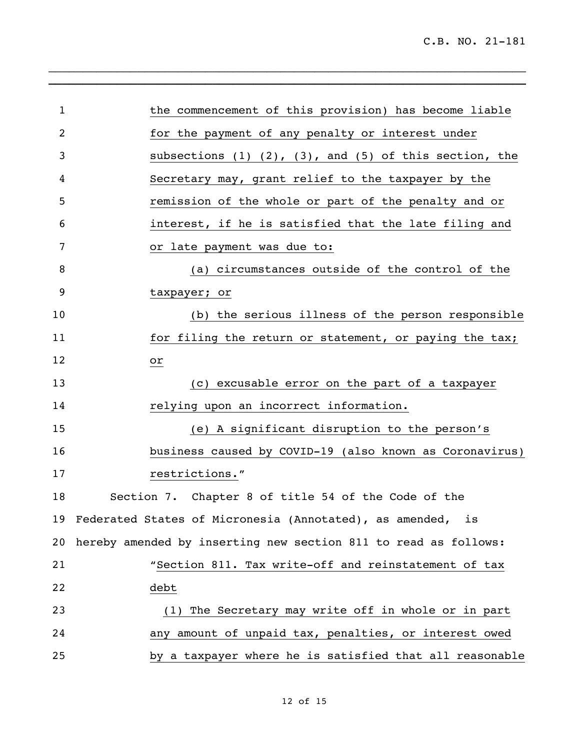the commencement of this provision) has become liable for the payment of any penalty or interest under subsections (1) (2), (3), and (5) of this section, the Secretary may, grant relief to the taxpayer by the remission of the whole or part of the penalty and or interest, if he is satisfied that the late filing and or late payment was due to:

(a) circumstances outside of the control of the taxpayer; or

(b) the serious illness of the person responsible for filing the return or statement, or paying the tax; or

(c) excusable error on the part of a taxpayer relying upon an incorrect information.

(e) A significant disruption to the person's business caused by COVID-19 (also known as Coronavirus) restrictions."

Section 7. Chapter 8 of title 54 of the Code of the Federated States of Micronesia (Annotated), as amended, is hereby amended by inserting new section 811 to read as follows:

"Section 811. Tax write-off and reinstatement of tax debt

(1) The Secretary may write off in whole or in part any amount of unpaid tax, penalties, or interest owed by a taxpayer where he is satisfied that all reasonable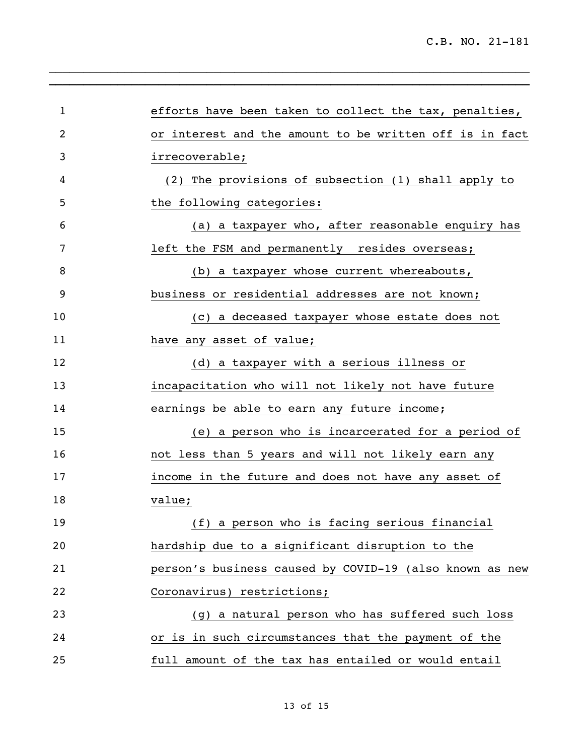efforts have been taken to collect the tax, penalties, or interest and the amount to be written off is in fact irrecoverable;

(2) The provisions of subsection (1) shall apply to the following categories:

(a) a taxpayer who, after reasonable enquiry has left the FSM and permanently resides overseas;

(b) a taxpayer whose current whereabouts, business or residential addresses are not known;

(c) a deceased taxpayer whose estate does not have any asset of value;

(d) a taxpayer with a serious illness or incapacitation who will not likely not have future earnings be able to earn any future income;

(e) a person who is incarcerated for a period of not less than 5 years and will not likely earn any income in the future and does not have any asset of value;

(f) a person who is facing serious financial hardship due to a significant disruption to the person's business caused by COVID-19 (also known as new Coronavirus) restrictions;

(g) a natural person who has suffered such loss or is in such circumstances that the payment of the full amount of the tax has entailed or would entail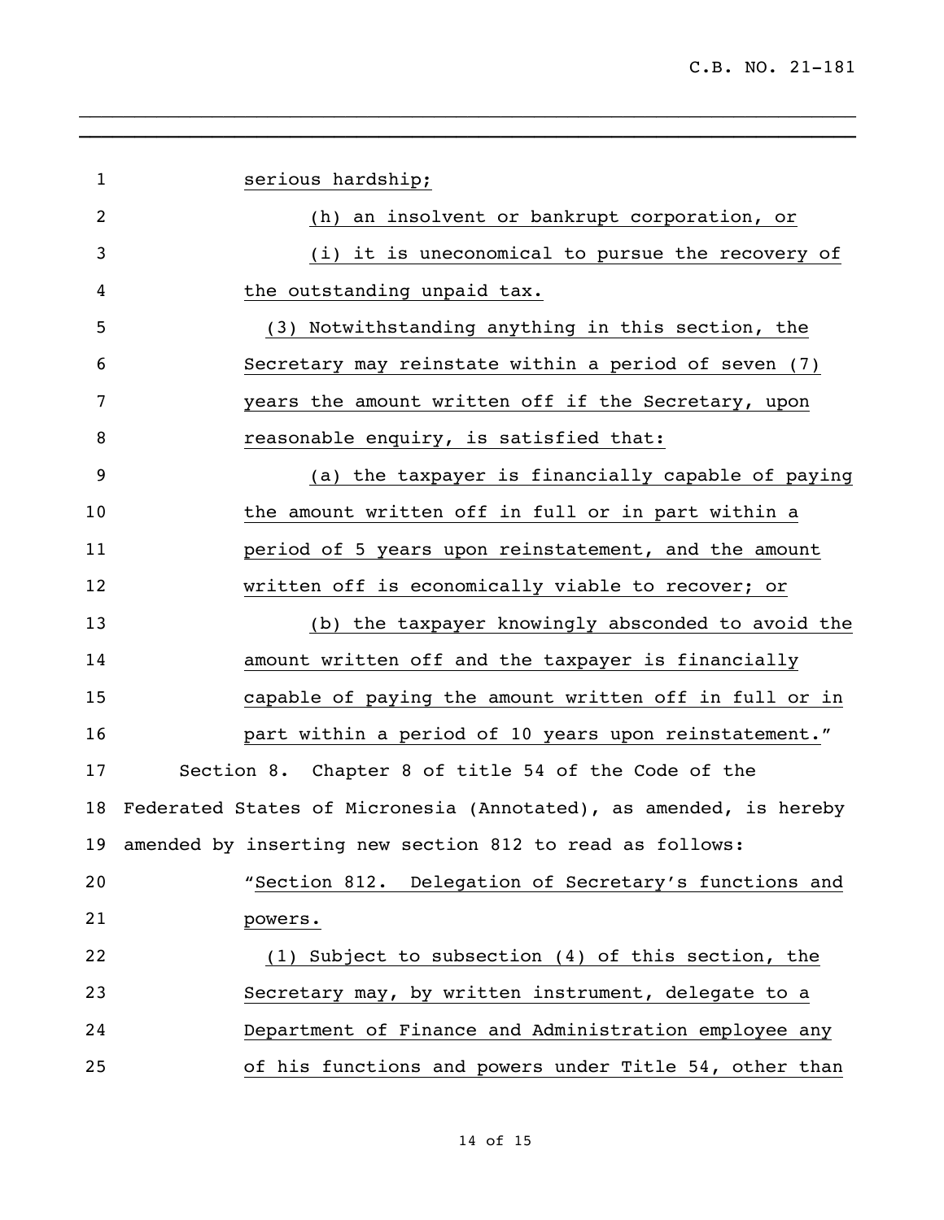serious hardship;

(h) an insolvent or bankrupt corporation, or

(i) it is uneconomical to pursue the recovery of the outstanding unpaid tax.

(3) Notwithstanding anything in this section, the Secretary may reinstate within a period of seven (7) years the amount written off if the Secretary, upon reasonable enquiry, is satisfied that:

(a) the taxpayer is financially capable of paying the amount written off in full or in part within a period of 5 years upon reinstatement, and the amount written off is economically viable to recover; or

(b) the taxpayer knowingly absconded to avoid the amount written off and the taxpayer is financially capable of paying the amount written off in full or in part within a period of 10 years upon reinstatement."

Section 8. Chapter 8 of title 54 of the Code of the Federated States of Micronesia (Annotated), as amended, is hereby amended by inserting new section 812 to read as follows:

"Section 812. Delegation of Secretary's functions and powers.

(1) Subject to subsection (4) of this section, the Secretary may, by written instrument, delegate to a Department of Finance and Administration employee any of his functions and powers under Title 54, other than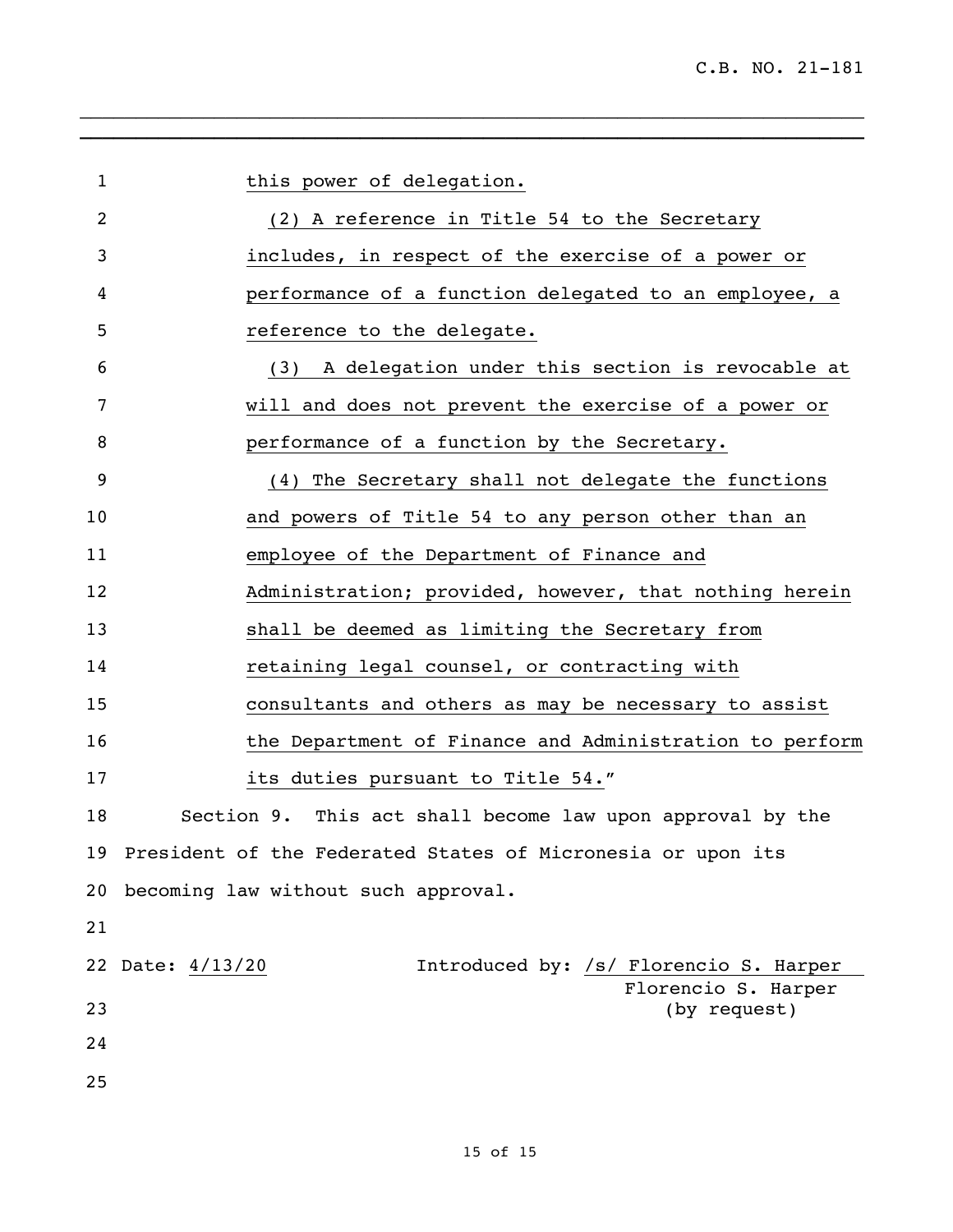this power of delegation.

(2) A reference in Title 54 to the Secretary includes, in respect of the exercise of a power or performance of a function delegated to an employee, a reference to the delegate.

(3) A delegation under this section is revocable at will and does not prevent the exercise of a power or performance of a function by the Secretary.

(4) The Secretary shall not delegate the functions and powers of Title 54 to any person other than an employee of the Department of Finance and Administration; provided, however, that nothing herein shall be deemed as limiting the Secretary from retaining legal counsel, or contracting with consultants and others as may be necessary to assist the Department of Finance and Administration to perform its duties pursuant to Title 54."

Section 9. This act shall become law upon approval by the President of the Federated States of Micronesia or upon its becoming law without such approval.

Date: 4/13/20

Introduced by: /s/ Florencio S. Harper
Florencio S. Harper
(by request)